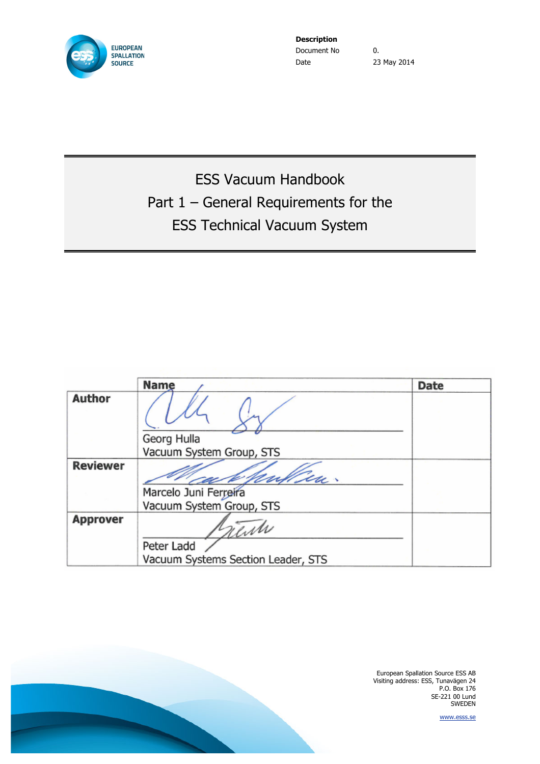EUROPEAN SPALLATION SOURCE

**Description**

| | |
|---|---|
| Document No | 0. |
| Date | 23 May 2014 |

# ESS Vacuum Handbook
# Part 1 – General Requirements for the ESS Technical Vacuum System

| | Name | Date |
|---|---|---|
| **Author** | Georg Hulla<br>Vacuum System Group, STS | |
| **Reviewer** | Marcelo Juni Ferreira<br>Vacuum System Group, STS | |
| **Approver** | Peter Ladd<br>Vacuum Systems Section Leader, STS | |

European Spallation Source ESS AB
Visiting address: ESS, Tunavägen 24
P.O. Box 176
SE-221 00 Lund
SWEDEN

www.esss.se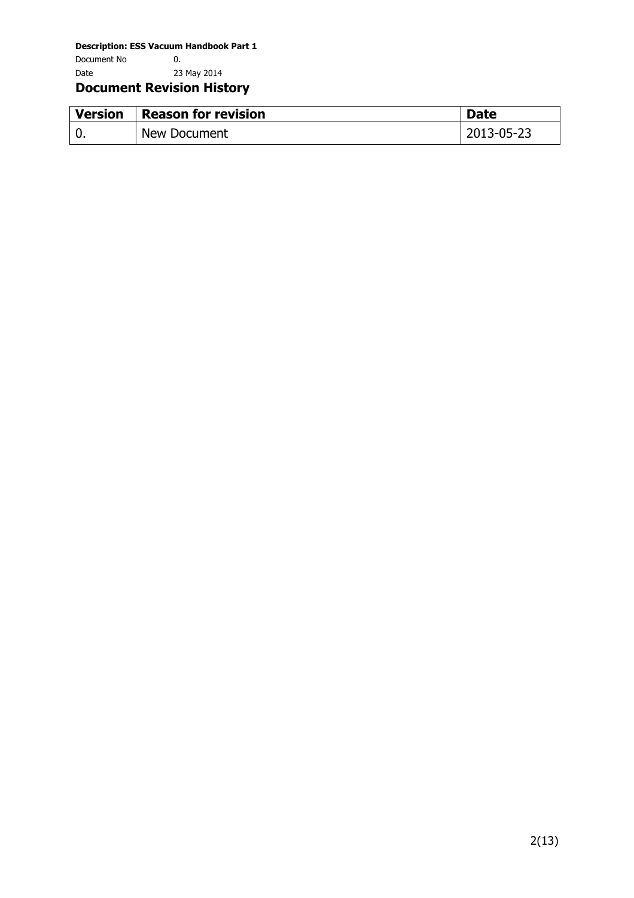# Document Revision History

| Version | Reason for revision | Date |
|---|---|---|
| 0. | New Document | 2013-05-23 |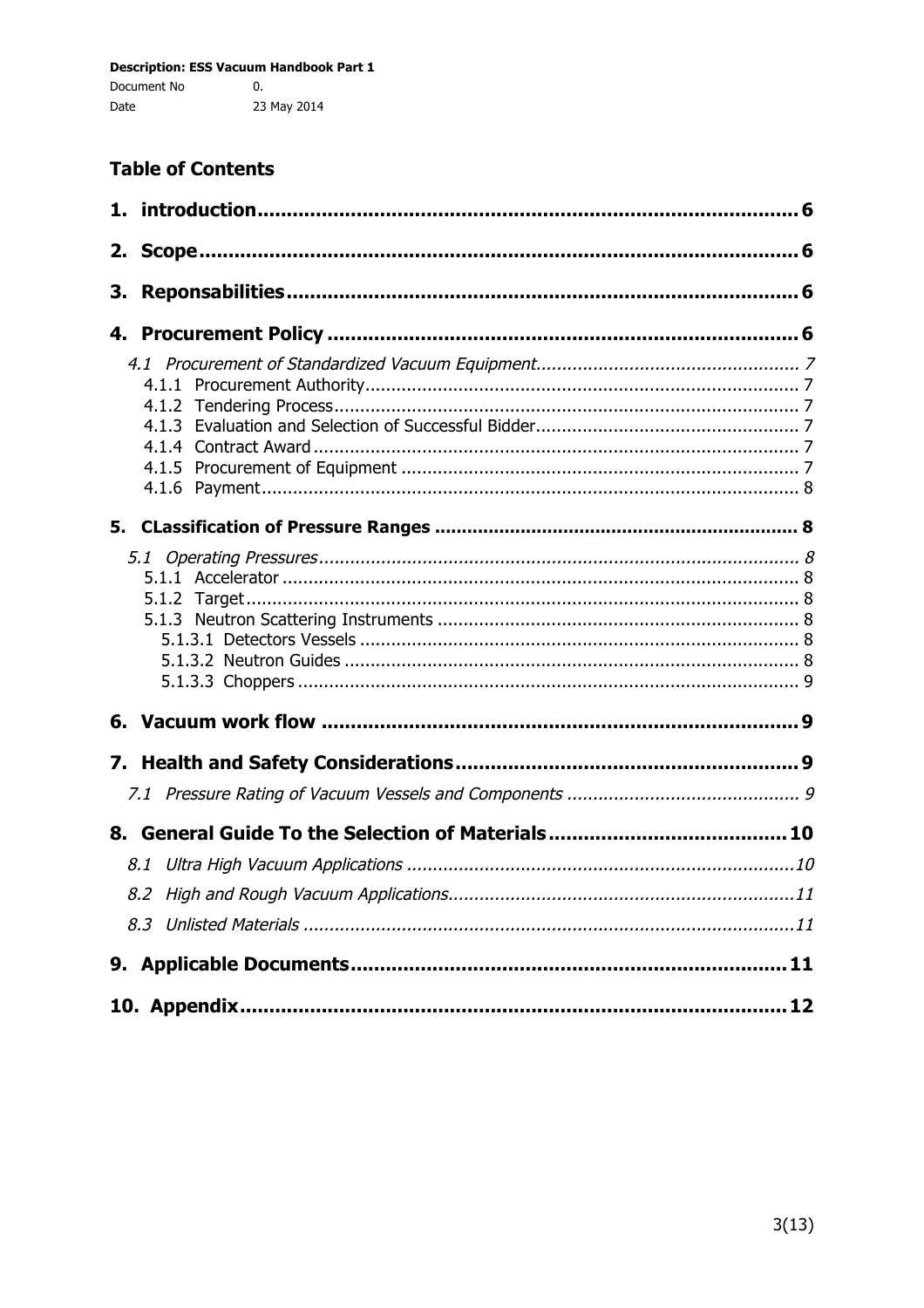## Table of Contents

**1. introduction** .......... 6

**2. Scope** .......... 6

**3. Reponsabilities** .......... 6

**4. Procurement Policy** .......... 6

- *4.1 Procurement of Standardized Vacuum Equipment* .......... 7
  - 4.1.1 Procurement Authority .......... 7
  - 4.1.2 Tendering Process .......... 7
  - 4.1.3 Evaluation and Selection of Successful Bidder .......... 7
  - 4.1.4 Contract Award .......... 7
  - 4.1.5 Procurement of Equipment .......... 7
  - 4.1.6 Payment .......... 8

**5. CLassification of Pressure Ranges** .......... 8

- *5.1 Operating Pressures* .......... 8
  - 5.1.1 Accelerator .......... 8
  - 5.1.2 Target .......... 8
  - 5.1.3 Neutron Scattering Instruments .......... 8
    - 5.1.3.1 Detectors Vessels .......... 8
    - 5.1.3.2 Neutron Guides .......... 8
    - 5.1.3.3 Choppers .......... 9

**6. Vacuum work flow** .......... 9

**7. Health and Safety Considerations** .......... 9

- *7.1 Pressure Rating of Vacuum Vessels and Components* .......... 9

**8. General Guide To the Selection of Materials** .......... 10

- *8.1 Ultra High Vacuum Applications* .......... 10
- *8.2 High and Rough Vacuum Applications* .......... 11
- *8.3 Unlisted Materials* .......... 11

**9. Applicable Documents** .......... 11

**10. Appendix** .......... 12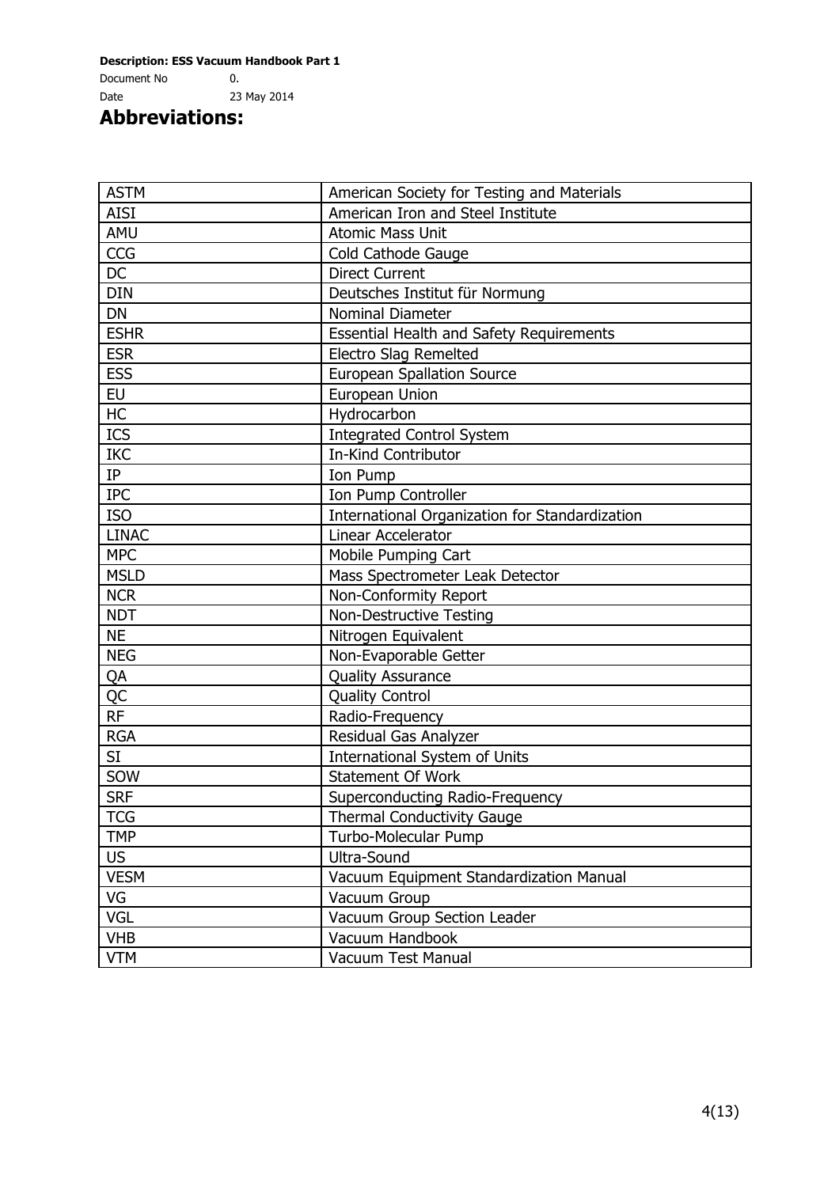# Abbreviations:

| | |
|---|---|
| ASTM | American Society for Testing and Materials |
| AISI | American Iron and Steel Institute |
| AMU | Atomic Mass Unit |
| CCG | Cold Cathode Gauge |
| DC | Direct Current |
| DIN | Deutsches Institut für Normung |
| DN | Nominal Diameter |
| ESHR | Essential Health and Safety Requirements |
| ESR | Electro Slag Remelted |
| ESS | European Spallation Source |
| EU | European Union |
| HC | Hydrocarbon |
| ICS | Integrated Control System |
| IKC | In-Kind Contributor |
| IP | Ion Pump |
| IPC | Ion Pump Controller |
| ISO | International Organization for Standardization |
| LINAC | Linear Accelerator |
| MPC | Mobile Pumping Cart |
| MSLD | Mass Spectrometer Leak Detector |
| NCR | Non-Conformity Report |
| NDT | Non-Destructive Testing |
| NE | Nitrogen Equivalent |
| NEG | Non-Evaporable Getter |
| QA | Quality Assurance |
| QC | Quality Control |
| RF | Radio-Frequency |
| RGA | Residual Gas Analyzer |
| SI | International System of Units |
| SOW | Statement Of Work |
| SRF | Superconducting Radio-Frequency |
| TCG | Thermal Conductivity Gauge |
| TMP | Turbo-Molecular Pump |
| US | Ultra-Sound |
| VESM | Vacuum Equipment Standardization Manual |
| VG | Vacuum Group |
| VGL | Vacuum Group Section Leader |
| VHB | Vacuum Handbook |
| VTM | Vacuum Test Manual |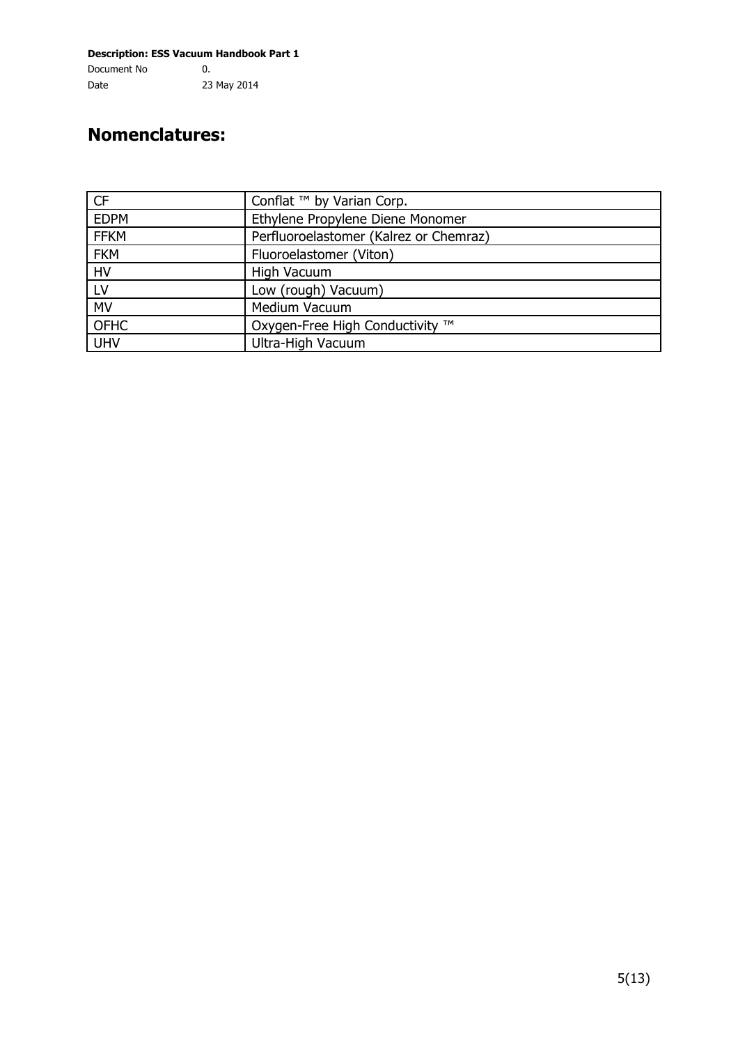# Nomenclatures:

| | |
|---|---|
| CF | Conflat ™ by Varian Corp. |
| EDPM | Ethylene Propylene Diene Monomer |
| FFKM | Perfluoroelastomer (Kalrez or Chemraz) |
| FKM | Fluoroelastomer (Viton) |
| HV | High Vacuum |
| LV | Low (rough) Vacuum) |
| MV | Medium Vacuum |
| OFHC | Oxygen-Free High Conductivity ™ |
| UHV | Ultra-High Vacuum |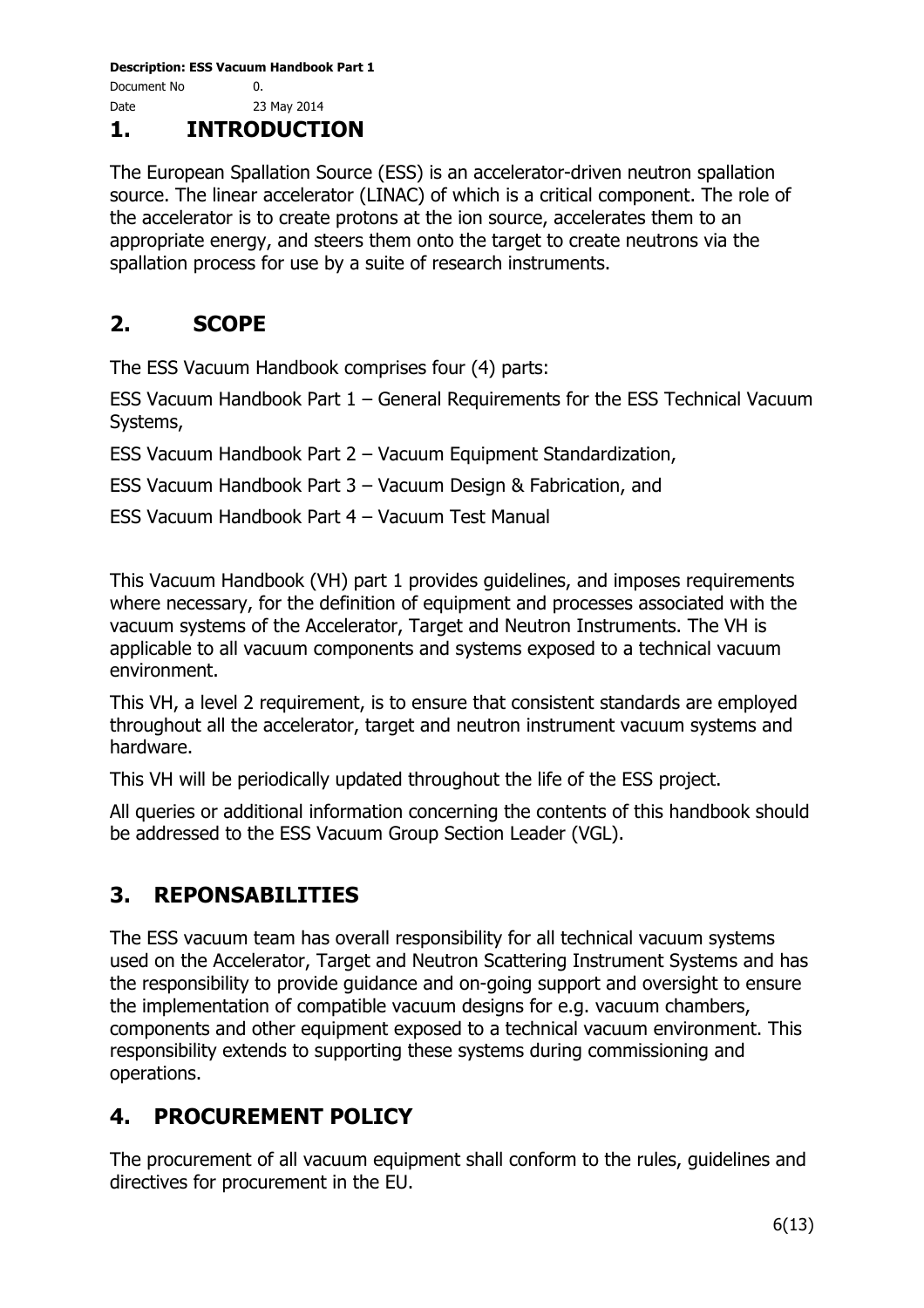# 1. INTRODUCTION

The European Spallation Source (ESS) is an accelerator-driven neutron spallation source. The linear accelerator (LINAC) of which is a critical component. The role of the accelerator is to create protons at the ion source, accelerates them to an appropriate energy, and steers them onto the target to create neutrons via the spallation process for use by a suite of research instruments.

# 2. SCOPE

The ESS Vacuum Handbook comprises four (4) parts:

ESS Vacuum Handbook Part 1 – General Requirements for the ESS Technical Vacuum Systems,

ESS Vacuum Handbook Part 2 – Vacuum Equipment Standardization,

ESS Vacuum Handbook Part 3 – Vacuum Design & Fabrication, and

ESS Vacuum Handbook Part 4 – Vacuum Test Manual

This Vacuum Handbook (VH) part 1 provides guidelines, and imposes requirements where necessary, for the definition of equipment and processes associated with the vacuum systems of the Accelerator, Target and Neutron Instruments. The VH is applicable to all vacuum components and systems exposed to a technical vacuum environment.

This VH, a level 2 requirement, is to ensure that consistent standards are employed throughout all the accelerator, target and neutron instrument vacuum systems and hardware.

This VH will be periodically updated throughout the life of the ESS project.

All queries or additional information concerning the contents of this handbook should be addressed to the ESS Vacuum Group Section Leader (VGL).

# 3. REPONSABILITIES

The ESS vacuum team has overall responsibility for all technical vacuum systems used on the Accelerator, Target and Neutron Scattering Instrument Systems and has the responsibility to provide guidance and on-going support and oversight to ensure the implementation of compatible vacuum designs for e.g. vacuum chambers, components and other equipment exposed to a technical vacuum environment. This responsibility extends to supporting these systems during commissioning and operations.

# 4. PROCUREMENT POLICY

The procurement of all vacuum equipment shall conform to the rules, guidelines and directives for procurement in the EU.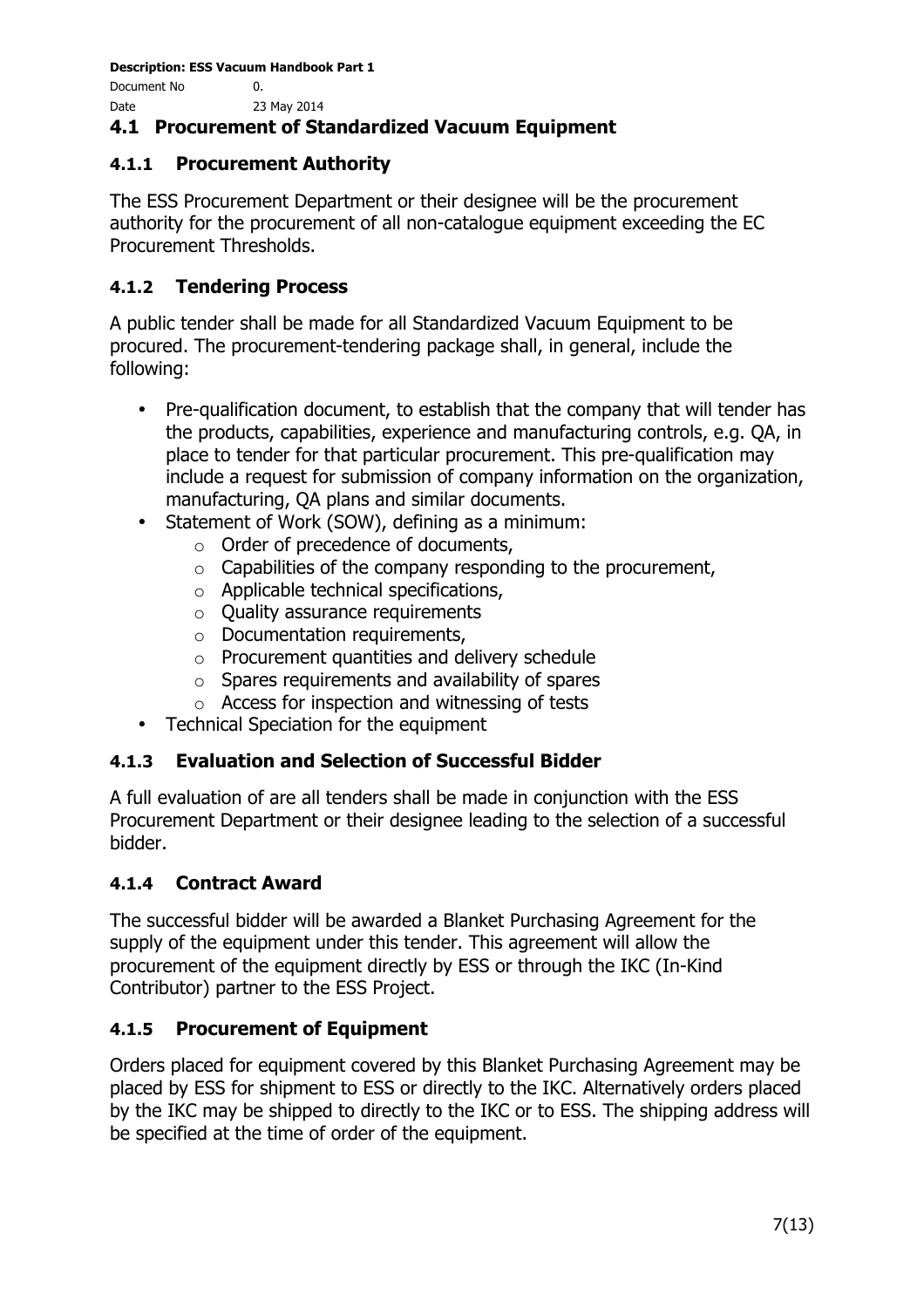## 4.1 Procurement of Standardized Vacuum Equipment

### 4.1.1 Procurement Authority

The ESS Procurement Department or their designee will be the procurement authority for the procurement of all non-catalogue equipment exceeding the EC Procurement Thresholds.

### 4.1.2 Tendering Process

A public tender shall be made for all Standardized Vacuum Equipment to be procured. The procurement-tendering package shall, in general, include the following:

- Pre-qualification document, to establish that the company that will tender has the products, capabilities, experience and manufacturing controls, e.g. QA, in place to tender for that particular procurement. This pre-qualification may include a request for submission of company information on the organization, manufacturing, QA plans and similar documents.
- Statement of Work (SOW), defining as a minimum:
  - Order of precedence of documents,
  - Capabilities of the company responding to the procurement,
  - Applicable technical specifications,
  - Quality assurance requirements
  - Documentation requirements,
  - Procurement quantities and delivery schedule
  - Spares requirements and availability of spares
  - Access for inspection and witnessing of tests
- Technical Speciation for the equipment

### 4.1.3 Evaluation and Selection of Successful Bidder

A full evaluation of are all tenders shall be made in conjunction with the ESS Procurement Department or their designee leading to the selection of a successful bidder.

### 4.1.4 Contract Award

The successful bidder will be awarded a Blanket Purchasing Agreement for the supply of the equipment under this tender. This agreement will allow the procurement of the equipment directly by ESS or through the IKC (In-Kind Contributor) partner to the ESS Project.

### 4.1.5 Procurement of Equipment

Orders placed for equipment covered by this Blanket Purchasing Agreement may be placed by ESS for shipment to ESS or directly to the IKC. Alternatively orders placed by the IKC may be shipped to directly to the IKC or to ESS. The shipping address will be specified at the time of order of the equipment.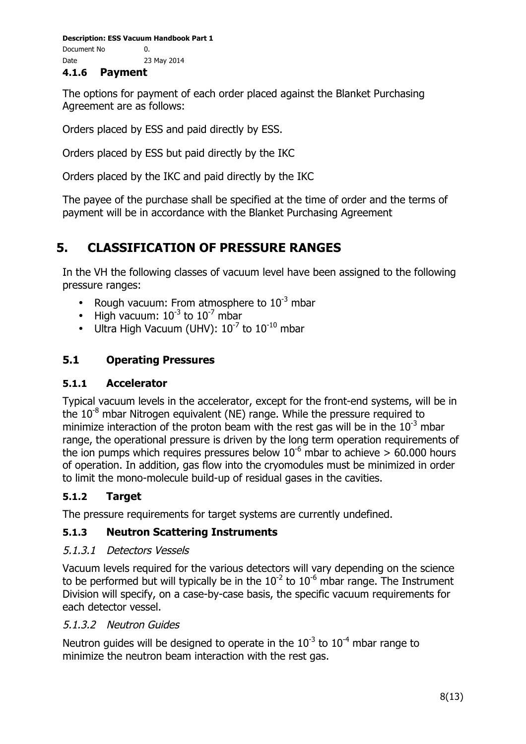#### 4.1.6 Payment

The options for payment of each order placed against the Blanket Purchasing Agreement are as follows:

Orders placed by ESS and paid directly by ESS.

Orders placed by ESS but paid directly by the IKC

Orders placed by the IKC and paid directly by the IKC

The payee of the purchase shall be specified at the time of order and the terms of payment will be in accordance with the Blanket Purchasing Agreement

# 5. CLASSIFICATION OF PRESSURE RANGES

In the VH the following classes of vacuum level have been assigned to the following pressure ranges:

- Rough vacuum: From atmosphere to $10^{-3}$ mbar
- High vacuum: $10^{-3}$ to $10^{-7}$ mbar
- Ultra High Vacuum (UHV): $10^{-7}$ to $10^{-10}$ mbar

## 5.1 Operating Pressures

### 5.1.1 Accelerator

Typical vacuum levels in the accelerator, except for the front-end systems, will be in the $10^{-8}$ mbar Nitrogen equivalent (NE) range. While the pressure required to minimize interaction of the proton beam with the rest gas will be in the $10^{-3}$ mbar range, the operational pressure is driven by the long term operation requirements of the ion pumps which requires pressures below $10^{-6}$ mbar to achieve > 60.000 hours of operation. In addition, gas flow into the cryomodules must be minimized in order to limit the mono-molecule build-up of residual gases in the cavities.

### 5.1.2 Target

The pressure requirements for target systems are currently undefined.

### 5.1.3 Neutron Scattering Instruments

#### *5.1.3.1 Detectors Vessels*

Vacuum levels required for the various detectors will vary depending on the science to be performed but will typically be in the $10^{-2}$ to $10^{-6}$ mbar range. The Instrument Division will specify, on a case-by-case basis, the specific vacuum requirements for each detector vessel.

#### *5.1.3.2 Neutron Guides*

Neutron guides will be designed to operate in the $10^{-3}$ to $10^{-4}$ mbar range to minimize the neutron beam interaction with the rest gas.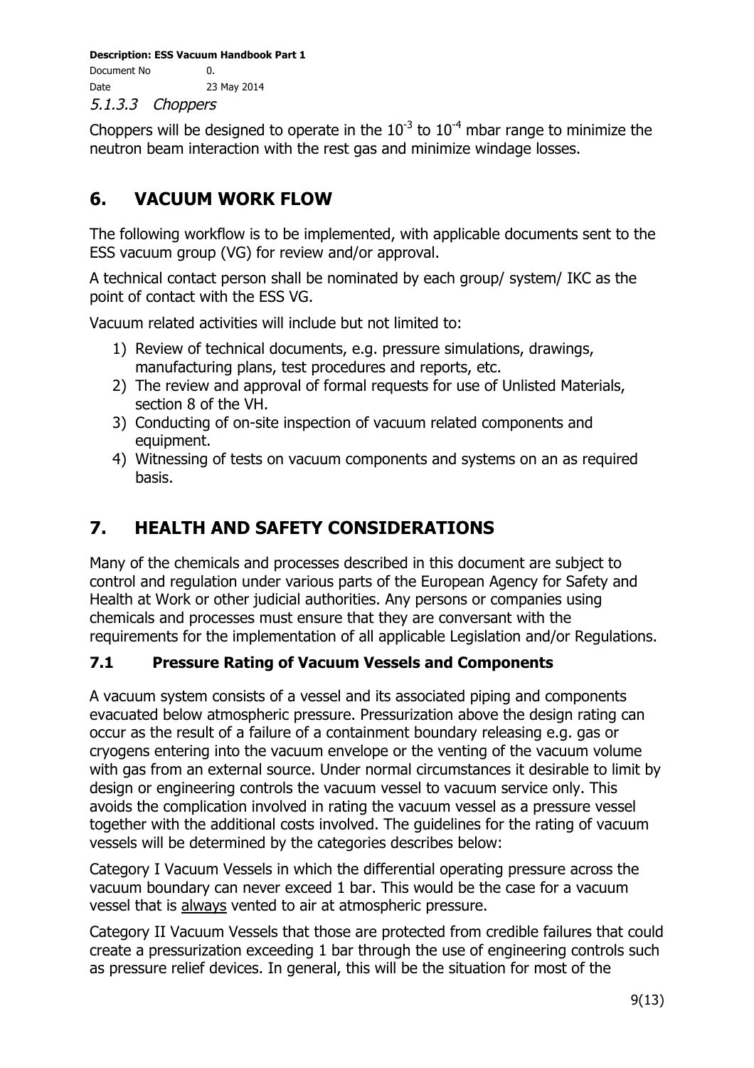#### 5.1.3.3 *Choppers*

Choppers will be designed to operate in the $10^{-3}$ to $10^{-4}$ mbar range to minimize the neutron beam interaction with the rest gas and minimize windage losses.

# 6. VACUUM WORK FLOW

The following workflow is to be implemented, with applicable documents sent to the ESS vacuum group (VG) for review and/or approval.

A technical contact person shall be nominated by each group/ system/ IKC as the point of contact with the ESS VG.

Vacuum related activities will include but not limited to:

1) Review of technical documents, e.g. pressure simulations, drawings, manufacturing plans, test procedures and reports, etc.
2) The review and approval of formal requests for use of Unlisted Materials, section 8 of the VH.
3) Conducting of on-site inspection of vacuum related components and equipment.
4) Witnessing of tests on vacuum components and systems on an as required basis.

# 7. HEALTH AND SAFETY CONSIDERATIONS

Many of the chemicals and processes described in this document are subject to control and regulation under various parts of the European Agency for Safety and Health at Work or other judicial authorities. Any persons or companies using chemicals and processes must ensure that they are conversant with the requirements for the implementation of all applicable Legislation and/or Regulations.

## 7.1 Pressure Rating of Vacuum Vessels and Components

A vacuum system consists of a vessel and its associated piping and components evacuated below atmospheric pressure. Pressurization above the design rating can occur as the result of a failure of a containment boundary releasing e.g. gas or cryogens entering into the vacuum envelope or the venting of the vacuum volume with gas from an external source. Under normal circumstances it desirable to limit by design or engineering controls the vacuum vessel to vacuum service only. This avoids the complication involved in rating the vacuum vessel as a pressure vessel together with the additional costs involved. The guidelines for the rating of vacuum vessels will be determined by the categories describes below:

Category I Vacuum Vessels in which the differential operating pressure across the vacuum boundary can never exceed 1 bar. This would be the case for a vacuum vessel that is <u>always</u> vented to air at atmospheric pressure.

Category II Vacuum Vessels that those are protected from credible failures that could create a pressurization exceeding 1 bar through the use of engineering controls such as pressure relief devices. In general, this will be the situation for most of the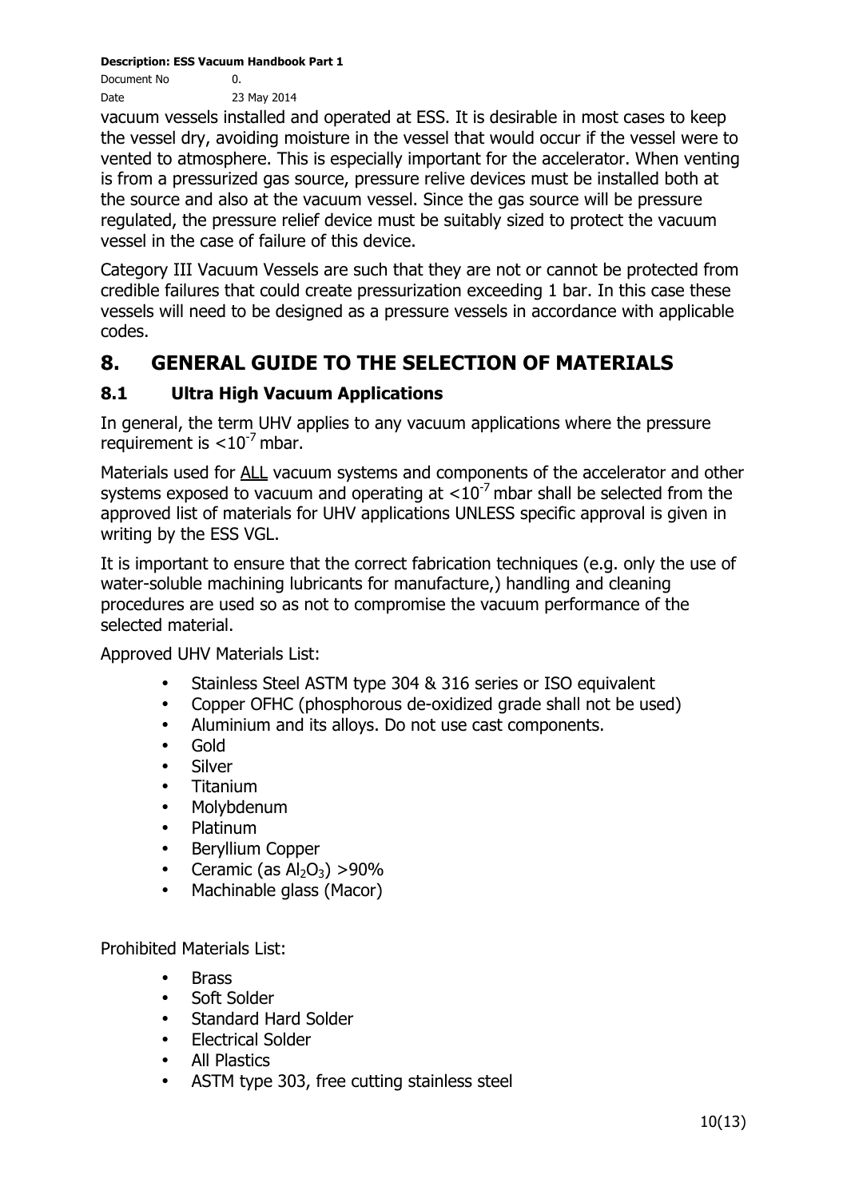vacuum vessels installed and operated at ESS. It is desirable in most cases to keep the vessel dry, avoiding moisture in the vessel that would occur if the vessel were to vented to atmosphere. This is especially important for the accelerator. When venting is from a pressurized gas source, pressure relive devices must be installed both at the source and also at the vacuum vessel. Since the gas source will be pressure regulated, the pressure relief device must be suitably sized to protect the vacuum vessel in the case of failure of this device.

Category III Vacuum Vessels are such that they are not or cannot be protected from credible failures that could create pressurization exceeding 1 bar. In this case these vessels will need to be designed as a pressure vessels in accordance with applicable codes.

# 8. GENERAL GUIDE TO THE SELECTION OF MATERIALS

## 8.1 Ultra High Vacuum Applications

In general, the term UHV applies to any vacuum applications where the pressure requirement is $<10^{-7}$ mbar.

Materials used for ALL vacuum systems and components of the accelerator and other systems exposed to vacuum and operating at $<10^{-7}$ mbar shall be selected from the approved list of materials for UHV applications UNLESS specific approval is given in writing by the ESS VGL.

It is important to ensure that the correct fabrication techniques (e.g. only the use of water-soluble machining lubricants for manufacture,) handling and cleaning procedures are used so as not to compromise the vacuum performance of the selected material.

Approved UHV Materials List:

- Stainless Steel ASTM type 304 & 316 series or ISO equivalent
- Copper OFHC (phosphorous de-oxidized grade shall not be used)
- Aluminium and its alloys. Do not use cast components.
- Gold
- Silver
- Titanium
- Molybdenum
- Platinum
- Beryllium Copper
- Ceramic (as $Al_2O_3$) >90%
- Machinable glass (Macor)

Prohibited Materials List:

- Brass
- Soft Solder
- Standard Hard Solder
- Electrical Solder
- All Plastics
- ASTM type 303, free cutting stainless steel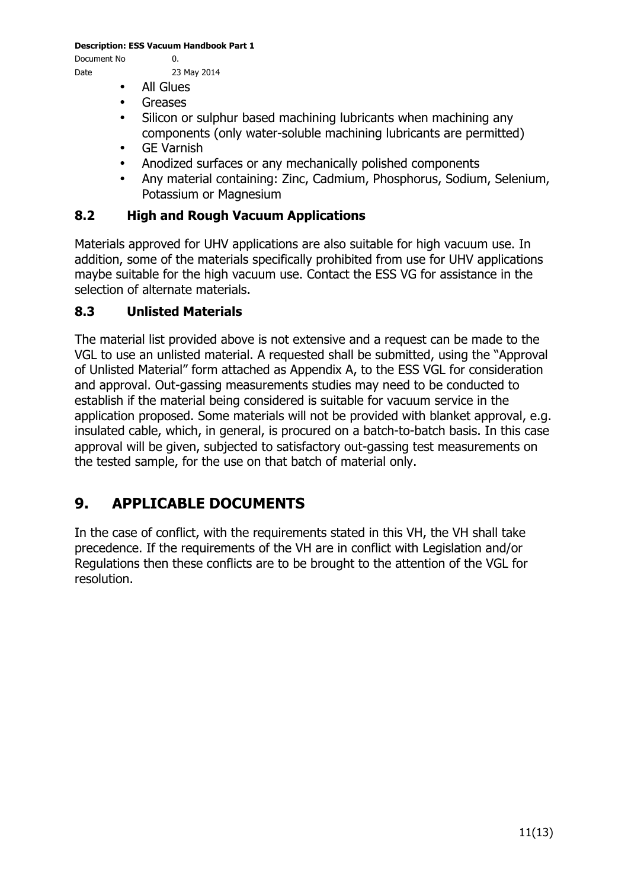- All Glues
- Greases
- Silicon or sulphur based machining lubricants when machining any components (only water-soluble machining lubricants are permitted)
- GE Varnish
- Anodized surfaces or any mechanically polished components
- Any material containing: Zinc, Cadmium, Phosphorus, Sodium, Selenium, Potassium or Magnesium

### 8.2 High and Rough Vacuum Applications

Materials approved for UHV applications are also suitable for high vacuum use. In addition, some of the materials specifically prohibited from use for UHV applications maybe suitable for the high vacuum use. Contact the ESS VG for assistance in the selection of alternate materials.

### 8.3 Unlisted Materials

The material list provided above is not extensive and a request can be made to the VGL to use an unlisted material. A requested shall be submitted, using the "Approval of Unlisted Material" form attached as Appendix A, to the ESS VGL for consideration and approval. Out-gassing measurements studies may need to be conducted to establish if the material being considered is suitable for vacuum service in the application proposed. Some materials will not be provided with blanket approval, e.g. insulated cable, which, in general, is procured on a batch-to-batch basis. In this case approval will be given, subjected to satisfactory out-gassing test measurements on the tested sample, for the use on that batch of material only.

## 9. APPLICABLE DOCUMENTS

In the case of conflict, with the requirements stated in this VH, the VH shall take precedence. If the requirements of the VH are in conflict with Legislation and/or Regulations then these conflicts are to be brought to the attention of the VGL for resolution.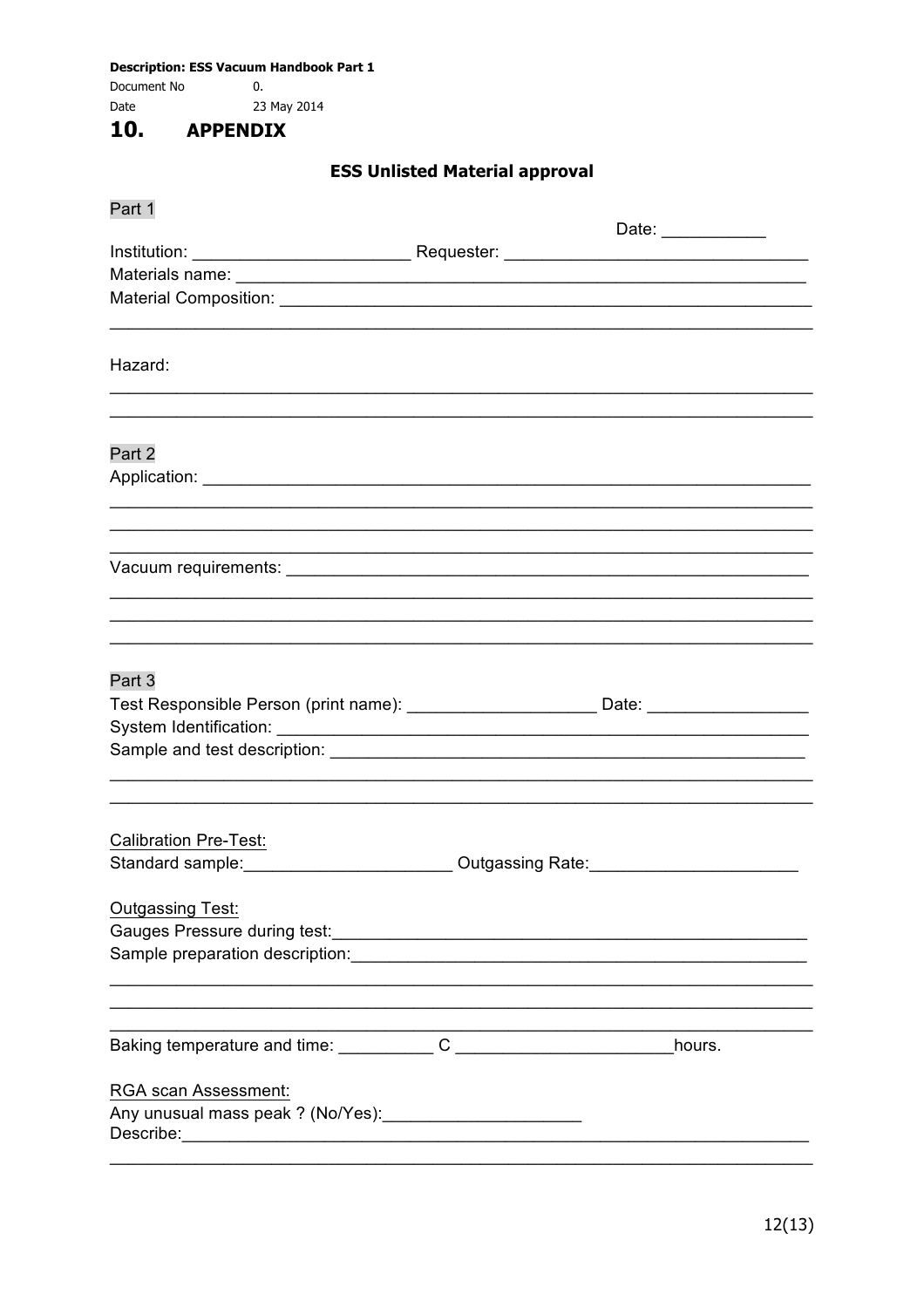# 10. APPENDIX

## ESS Unlisted Material approval

Part 1

Date: ___________

Institution: ______________________ Requester: _______________________________

Materials name: ____________________________________________________________

Material Composition: ________________________________________________________

_________________________________________________________________________

Hazard:

_________________________________________________________________________

_________________________________________________________________________

Part 2

Application: _______________________________________________________________

_________________________________________________________________________

_________________________________________________________________________

_________________________________________________________________________

Vacuum requirements: ________________________________________________________

_________________________________________________________________________

_________________________________________________________________________

_________________________________________________________________________

Part 3

Test Responsible Person (print name): ___________________ Date: ________________

System Identification: ________________________________________________________

Sample and test description: __________________________________________________

_________________________________________________________________________

_________________________________________________________________________

Calibration Pre-Test:

Standard sample:_____________________ Outgassing Rate:_____________________

Outgassing Test:

Gauges Pressure during test:___________________________________________________

Sample preparation description:________________________________________________

_________________________________________________________________________

_________________________________________________________________________

_________________________________________________________________________

Baking temperature and time: _________ C ______________________hours.

RGA scan Assessment:

Any unusual mass peak ? (No/Yes):____________________

Describe:___________________________________________________________________

_________________________________________________________________________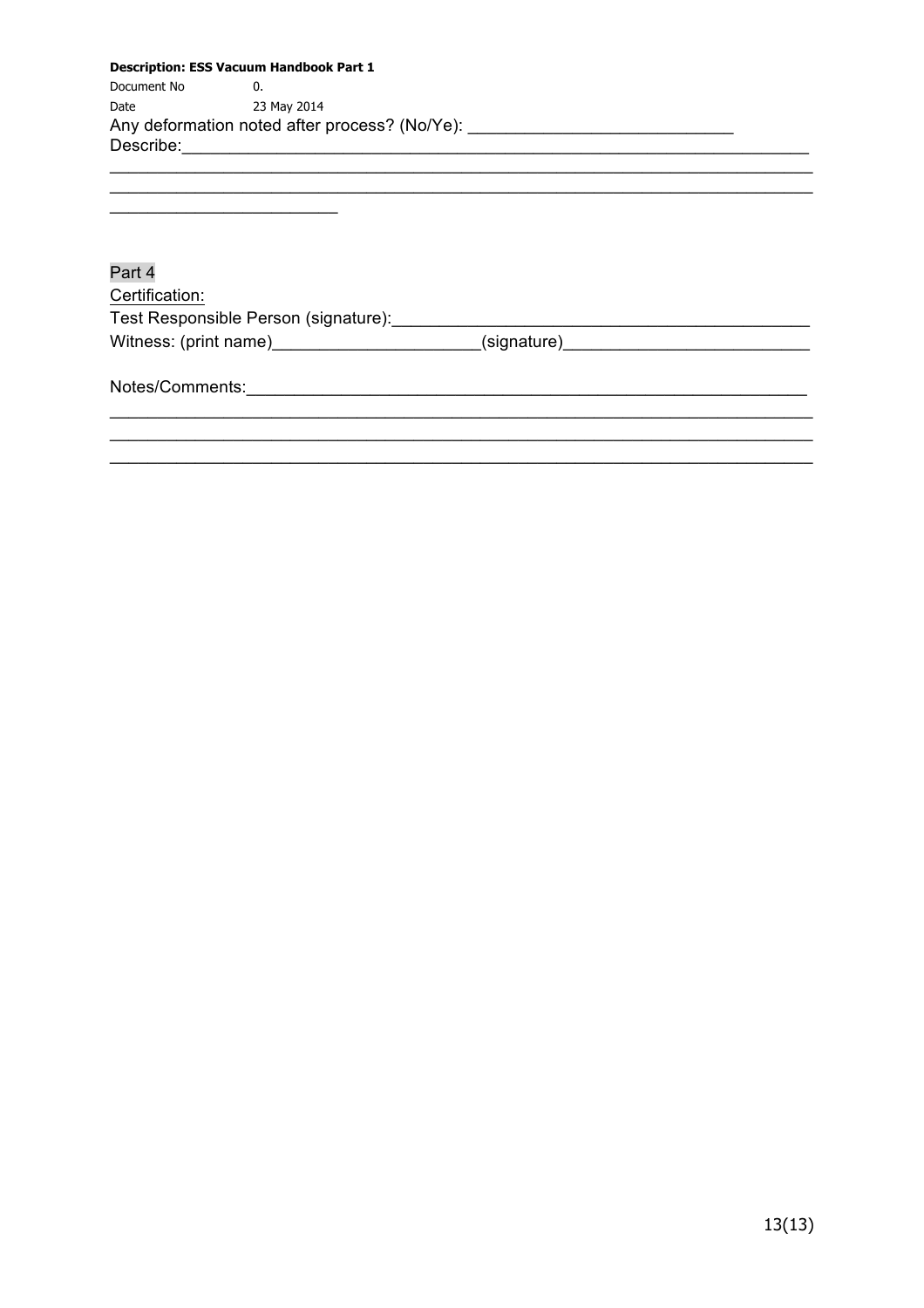Any deformation noted after process? (No/Ye): ____________________________

Describe:______________________________________________________________________

________________________________________________________________________________

________________________________________________________________________________

_________________________

Part 4

Certification:

Test Responsible Person (signature):____________________________________________

Witness: (print name)______________________(signature)__________________________

Notes/Comments:_____________________________________________________________

________________________________________________________________________________

________________________________________________________________________________

________________________________________________________________________________